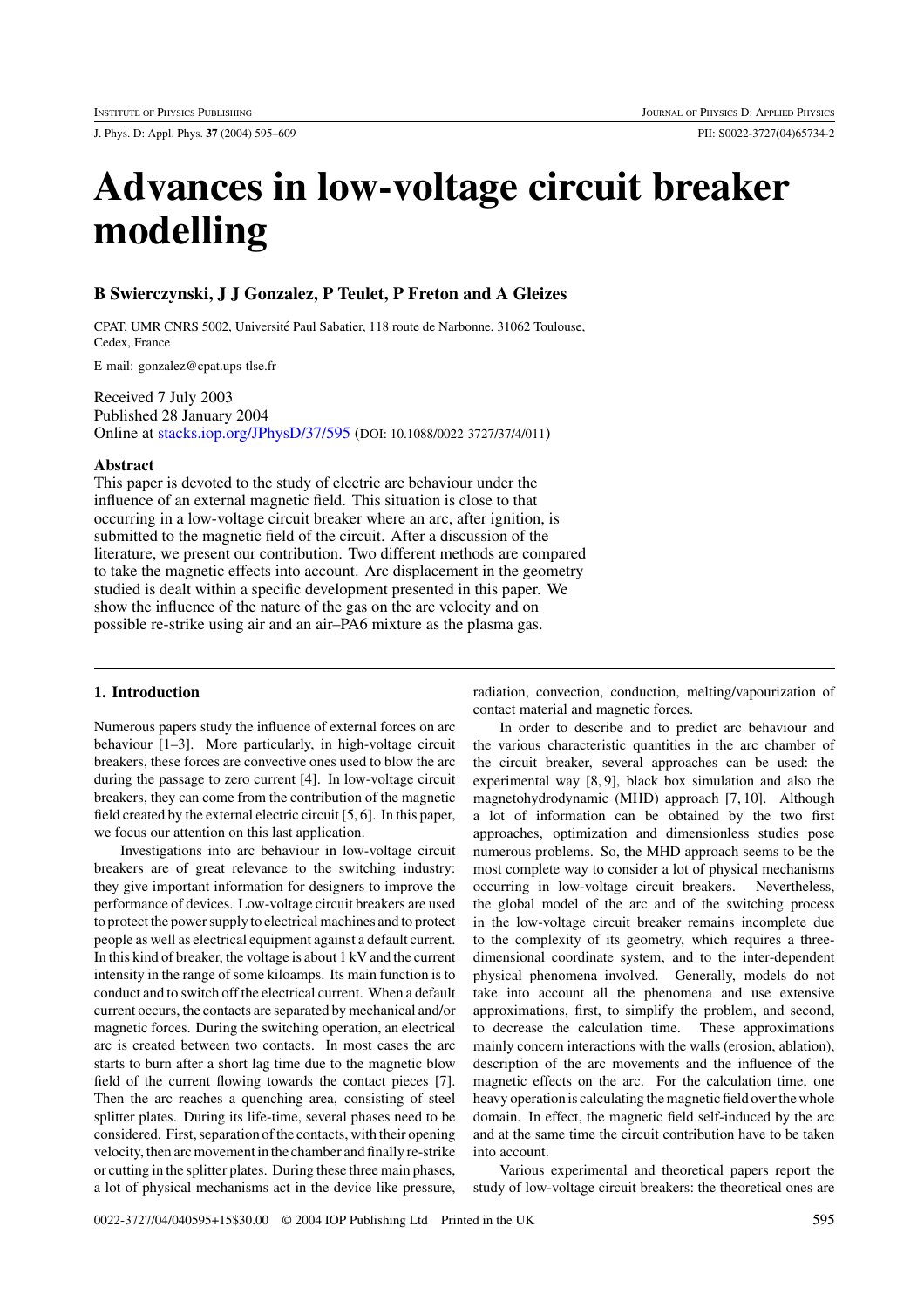# Advances in low-voltage circuit breaker modelling

**B Swierczynski, J J Gonzalez, P Teulet, P Freton and A Gleizes**

CPAT, UMR CNRS 5002, Université Paul Sabatier, 118 route de Narbonne, 31062 Toulouse, Cedex, France

E-mail: gonzalez@cpat.ups-tlse.fr

Received 7 July 2003
Published 28 January 2004
Online at stacks.iop.org/JPhysD/37/595 (DOI: 10.1088/0022-3727/37/4/011)

**Abstract**

This paper is devoted to the study of electric arc behaviour under the influence of an external magnetic field. This situation is close to that occurring in a low-voltage circuit breaker where an arc, after ignition, is submitted to the magnetic field of the circuit. After a discussion of the literature, we present our contribution. Two different methods are compared to take the magnetic effects into account. Arc displacement in the geometry studied is dealt within a specific development presented in this paper. We show the influence of the nature of the gas on the arc velocity and on possible re-strike using air and an air–PA6 mixture as the plasma gas.

## 1. Introduction

Numerous papers study the influence of external forces on arc behaviour [1–3]. More particularly, in high-voltage circuit breakers, these forces are convective ones used to blow the arc during the passage to zero current [4]. In low-voltage circuit breakers, they can come from the contribution of the magnetic field created by the external electric circuit [5, 6]. In this paper, we focus our attention on this last application.

Investigations into arc behaviour in low-voltage circuit breakers are of great relevance to the switching industry: they give important information for designers to improve the performance of devices. Low-voltage circuit breakers are used to protect the power supply to electrical machines and to protect people as well as electrical equipment against a default current. In this kind of breaker, the voltage is about 1 kV and the current intensity in the range of some kiloamps. Its main function is to conduct and to switch off the electrical current. When a default current occurs, the contacts are separated by mechanical and/or magnetic forces. During the switching operation, an electrical arc is created between two contacts. In most cases the arc starts to burn after a short lag time due to the magnetic blow field of the current flowing towards the contact pieces [7]. Then the arc reaches a quenching area, consisting of steel splitter plates. During its life-time, several phases need to be considered. First, separation of the contacts, with their opening velocity, then arc movement in the chamber and finally re-strike or cutting in the splitter plates. During these three main phases, a lot of physical mechanisms act in the device like pressure, radiation, convection, conduction, melting/vapourization of contact material and magnetic forces.

In order to describe and to predict arc behaviour and the various characteristic quantities in the arc chamber of the circuit breaker, several approaches can be used: the experimental way [8, 9], black box simulation and also the magnetohydrodynamic (MHD) approach [7, 10]. Although a lot of information can be obtained by the two first approaches, optimization and dimensionless studies pose numerous problems. So, the MHD approach seems to be the most complete way to consider a lot of physical mechanisms occurring in low-voltage circuit breakers. Nevertheless, the global model of the arc and of the switching process in the low-voltage circuit breaker remains incomplete due to the complexity of its geometry, which requires a three-dimensional coordinate system, and to the inter-dependent physical phenomena involved. Generally, models do not take into account all the phenomena and use extensive approximations, first, to simplify the problem, and second, to decrease the calculation time. These approximations mainly concern interactions with the walls (erosion, ablation), description of the arc movements and the influence of the magnetic effects on the arc. For the calculation time, one heavy operation is calculating the magnetic field over the whole domain. In effect, the magnetic field self-induced by the arc and at the same time the circuit contribution have to be taken into account.

Various experimental and theoretical papers report the study of low-voltage circuit breakers: the theoretical ones are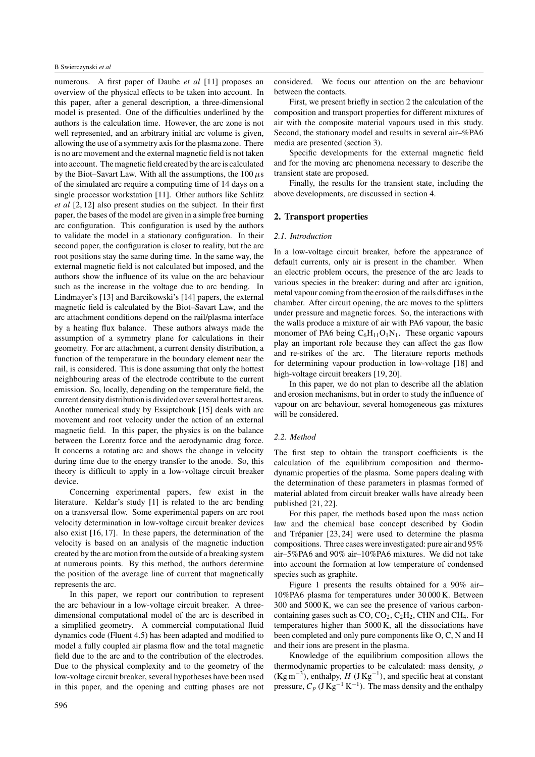numerous. A first paper of Daube *et al* [11] proposes an overview of the physical effects to be taken into account. In this paper, after a general description, a three-dimensional model is presented. One of the difficulties underlined by the authors is the calculation time. However, the arc zone is not well represented, and an arbitrary initial arc volume is given, allowing the use of a symmetry axis for the plasma zone. There is no arc movement and the external magnetic field is not taken into account. The magnetic field created by the arc is calculated by the Biot–Savart Law. With all the assumptions, the 100 $\mu$s of the simulated arc require a computing time of 14 days on a single processor workstation [11]. Other authors like Schlitz *et al* [2, 12] also present studies on the subject. In their first paper, the bases of the model are given in a simple free burning arc configuration. This configuration is used by the authors to validate the model in a stationary configuration. In their second paper, the configuration is closer to reality, but the arc root positions stay the same during time. In the same way, the external magnetic field is not calculated but imposed, and the authors show the influence of its value on the arc behaviour such as the increase in the voltage due to arc bending. In Lindmayer's [13] and Barcikowski's [14] papers, the external magnetic field is calculated by the Biot–Savart Law, and the arc attachment conditions depend on the rail/plasma interface by a heating flux balance. These authors always made the assumption of a symmetry plane for calculations in their geometry. For arc attachment, a current density distribution, a function of the temperature in the boundary element near the rail, is considered. This is done assuming that only the hottest neighbouring areas of the electrode contribute to the current emission. So, locally, depending on the temperature field, the current density distribution is divided over several hottest areas. Another numerical study by Essiptchouk [15] deals with arc movement and root velocity under the action of an external magnetic field. In this paper, the physics is on the balance between the Lorentz force and the aerodynamic drag force. It concerns a rotating arc and shows the change in velocity during time due to the energy transfer to the anode. So, this theory is difficult to apply in a low-voltage circuit breaker device.

Concerning experimental papers, few exist in the literature. Keldar's study [1] is related to the arc bending on a transversal flow. Some experimental papers on arc root velocity determination in low-voltage circuit breaker devices also exist [16, 17]. In these papers, the determination of the velocity is based on an analysis of the magnetic induction created by the arc motion from the outside of a breaking system at numerous points. By this method, the authors determine the position of the average line of current that magnetically represents the arc.

In this paper, we report our contribution to represent the arc behaviour in a low-voltage circuit breaker. A three-dimensional computational model of the arc is described in a simplified geometry. A commercial computational fluid dynamics code (Fluent 4.5) has been adapted and modified to model a fully coupled air plasma flow and the total magnetic field due to the arc and to the contribution of the electrodes. Due to the physical complexity and to the geometry of the low-voltage circuit breaker, several hypotheses have been used in this paper, and the opening and cutting phases are not considered. We focus our attention on the arc behaviour between the contacts.

First, we present briefly in section 2 the calculation of the composition and transport properties for different mixtures of air with the composite material vapours used in this study. Second, the stationary model and results in several air–%PA6 media are presented (section 3).

Specific developments for the external magnetic field and for the moving arc phenomena necessary to describe the transient state are proposed.

Finally, the results for the transient state, including the above developments, are discussed in section 4.

## 2. Transport properties

### 2.1. Introduction

In a low-voltage circuit breaker, before the appearance of default currents, only air is present in the chamber. When an electric problem occurs, the presence of the arc leads to various species in the breaker: during and after arc ignition, metal vapour coming from the erosion of the rails diffuses in the chamber. After circuit opening, the arc moves to the splitters under pressure and magnetic forces. So, the interactions with the walls produce a mixture of air with PA6 vapour, the basic monomer of PA6 being $C_6H_{11}O_1N_1$. These organic vapours play an important role because they can affect the gas flow and re-strikes of the arc. The literature reports methods for determining vapour production in low-voltage [18] and high-voltage circuit breakers [19, 20].

In this paper, we do not plan to describe all the ablation and erosion mechanisms, but in order to study the influence of vapour on arc behaviour, several homogeneous gas mixtures will be considered.

### 2.2. Method

The first step to obtain the transport coefficients is the calculation of the equilibrium composition and thermodynamic properties of the plasma. Some papers dealing with the determination of these parameters in plasmas formed of material ablated from circuit breaker walls have already been published [21, 22].

For this paper, the methods based upon the mass action law and the chemical base concept described by Godin and Trépanier [23, 24] were used to determine the plasma compositions. Three cases were investigated: pure air and 95% air–5%PA6 and 90% air–10%PA6 mixtures. We did not take into account the formation at low temperature of condensed species such as graphite.

Figure 1 presents the results obtained for a 90% air–10%PA6 plasma for temperatures under 30 000 K. Between 300 and 5000 K, we can see the presence of various carbon-containing gases such as CO, $CO_2$, $C_2H_2$, CHN and $CH_4$. For temperatures higher than 5000 K, all the dissociations have been completed and only pure components like O, C, N and H and their ions are present in the plasma.

Knowledge of the equilibrium composition allows the thermodynamic properties to be calculated: mass density, $\rho$ (Kg m$^{-3}$), enthalpy, $H$ (J Kg$^{-1}$), and specific heat at constant pressure, $C_p$ (J Kg$^{-1}$ K$^{-1}$). The mass density and the enthalpy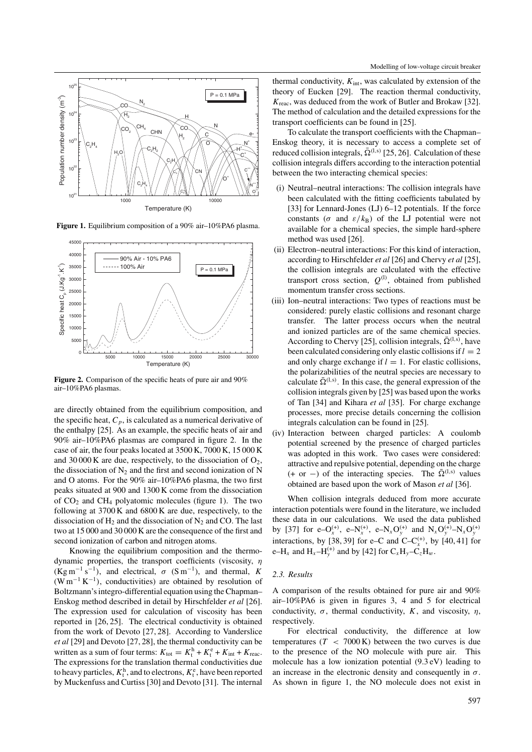**Figure 1.** Equilibrium composition of a 90% air–10%PA6 plasma.

**Figure 2.** Comparison of the specific heats of pure air and 90% air–10%PA6 plasmas.

are directly obtained from the equilibrium composition, and the specific heat, $C_p$, is calculated as a numerical derivative of the enthalpy [25]. As an example, the specific heats of air and 90% air–10%PA6 plasmas are compared in figure 2. In the case of air, the four peaks located at 3500 K, 7000 K, 15 000 K and 30 000 K are due, respectively, to the dissociation of $O_2$, the dissociation of $N_2$ and the first and second ionization of N and O atoms. For the 90% air–10%PA6 plasma, the two first peaks situated at 900 and 1300 K come from the dissociation of $CO_2$ and $CH_4$ polyatomic molecules (figure 1). The two following at 3700 K and 6800 K are due, respectively, to the dissociation of $H_2$ and the dissociation of $N_2$ and CO. The last two at 15 000 and 30 000 K are the consequence of the first and second ionization of carbon and nitrogen atoms.

Knowing the equilibrium composition and the thermodynamic properties, the transport coefficients (viscosity, $\eta$ ($\mathrm{Kg\,m^{-1}\,s^{-1}}$), and electrical, $\sigma$ ($\mathrm{S\,m^{-1}}$), and thermal, $K$ ($\mathrm{W\,m^{-1}\,K^{-1}}$), conductivities) are obtained by resolution of Boltzmann's integro-differential equation using the Chapman–Enskog method described in detail by Hirschfelder *et al* [26]. The expression used for calculation of viscosity has been reported in [26, 25]. The electrical conductivity is obtained from the work of Devoto [27, 28]. According to Vanderslice *et al* [29] and Devoto [27, 28], the thermal conductivity can be written as a sum of four terms: $K_{\mathrm{tot}} = K_t^h + K_t^e + K_{\mathrm{int}} + K_{\mathrm{reac}}$. The expressions for the translation thermal conductivities due to heavy particles, $K_t^h$, and to electrons, $K_t^e$, have been reported by Muckenfuss and Curtiss [30] and Devoto [31]. The internal thermal conductivity, $K_{\mathrm{int}}$, was calculated by extension of the theory of Eucken [29]. The reaction thermal conductivity, $K_{\mathrm{reac}}$, was deduced from the work of Butler and Brokaw [32]. The method of calculation and the detailed expressions for the transport coefficients can be found in [25].

To calculate the transport coefficients with the Chapman–Enskog theory, it is necessary to access a complete set of reduced collision integrals, $\bar{\Omega}^{(l,s)}$ [25, 26]. Calculation of these collision integrals differs according to the interaction potential between the two interacting chemical species:

(i) Neutral–neutral interactions: The collision integrals have been calculated with the fitting coefficients tabulated by [33] for Lennard-Jones (LJ) 6–12 potentials. If the force constants ($\sigma$ and $\varepsilon/k_B$) of the LJ potential were not available for a chemical species, the simple hard-sphere method was used [26].

(ii) Electron–neutral interactions: For this kind of interaction, according to Hirschfelder *et al* [26] and Chervy *et al* [25], the collision integrals are calculated with the effective transport cross section, $Q^{(l)}$, obtained from published momentum transfer cross sections.

(iii) Ion–neutral interactions: Two types of reactions must be considered: purely elastic collisions and resonant charge transfer. The latter process occurs when the neutral and ionized particles are of the same chemical species. According to Chervy [25], collision integrals, $\bar{\Omega}^{(l,s)}$, have been calculated considering only elastic collisions if $l = 2$ and only charge exchange if $l = 1$. For elastic collisions, the polarizabilities of the neutral species are necessary to calculate $\bar{\Omega}^{(l,s)}$. In this case, the general expression of the collision integrals given by [25] was based upon the works of Tan [34] and Kihara *et al* [35]. For charge exchange processes, more precise details concerning the collision integrals calculation can be found in [25].

(iv) Interaction between charged particles: A coulomb potential screened by the presence of charged particles was adopted in this work. Two cases were considered: attractive and repulsive potential, depending on the charge (+ or −) of the interacting species. The $\bar{\Omega}^{(l,s)}$ values obtained are based upon the work of Mason *et al* [36].

When collision integrals deduced from more accurate interaction potentials were found in the literature, we included these data in our calculations. We used the data published by [37] for e–$O_x^{(+)}$, e–$N_x^{(+)}$, e–$N_xO_y^{(+)}$ and $N_xO_y^{(+)}$–$N_xO_y^{(+)}$ interactions, by [38, 39] for e–C and C–$C_x^{(+)}$, by [40, 41] for e–$H_x$ and $H_x$–$H_y^{(+)}$ and by [42] for $C_xH_y$–$C_zH_w$.

### 2.3. Results

A comparison of the results obtained for pure air and 90% air–10%PA6 is given in figures 3, 4 and 5 for electrical conductivity, $\sigma$, thermal conductivity, $K$, and viscosity, $\eta$, respectively.

For electrical conductivity, the difference at low temperatures ($T < 7000$ K) between the two curves is due to the presence of the NO molecule with pure air. This molecule has a low ionization potential (9.3 eV) leading to an increase in the electronic density and consequently in $\sigma$. As shown in figure 1, the NO molecule does not exist in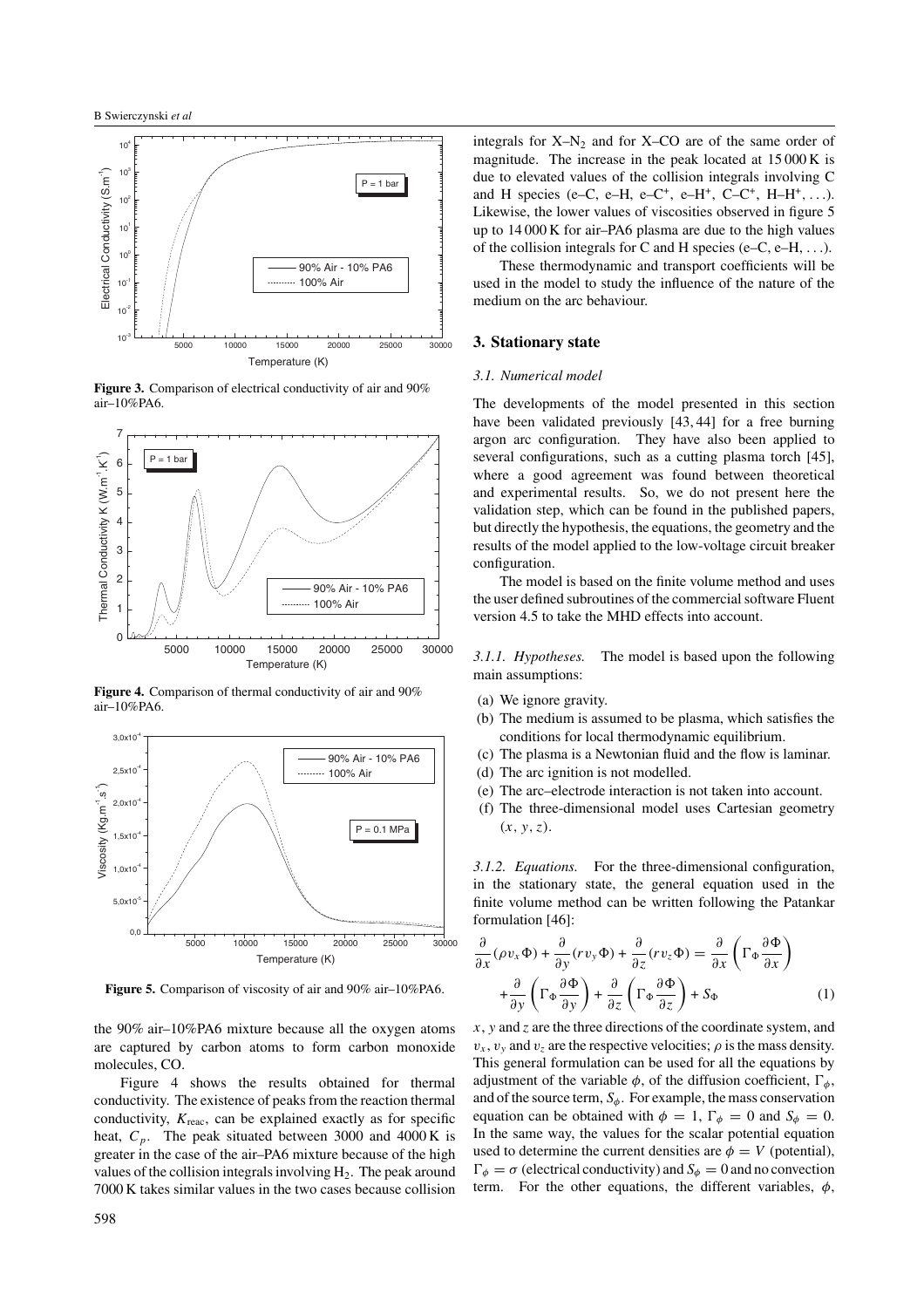Figure 3. Comparison of electrical conductivity of air and 90% air–10%PA6.

Figure 4. Comparison of thermal conductivity of air and 90% air–10%PA6.

Figure 5. Comparison of viscosity of air and 90% air–10%PA6.

the 90% air–10%PA6 mixture because all the oxygen atoms are captured by carbon atoms to form carbon monoxide molecules, CO.

Figure 4 shows the results obtained for thermal conductivity. The existence of peaks from the reaction thermal conductivity, $K_{reac}$, can be explained exactly as for specific heat, $C_p$. The peak situated between 3000 and 4000 K is greater in the case of the air–PA6 mixture because of the high values of the collision integrals involving $H_2$. The peak around 7000 K takes similar values in the two cases because collision integrals for X–$N_2$ and for X–CO are of the same order of magnitude. The increase in the peak located at 15 000 K is due to elevated values of the collision integrals involving C and H species (e–C, e–H, e–$C^+$, e–$H^+$, C–$C^+$, H–$H^+$, ...). Likewise, the lower values of viscosities observed in figure 5 up to 14 000 K for air–PA6 plasma are due to the high values of the collision integrals for C and H species (e–C, e–H, ...).

These thermodynamic and transport coefficients will be used in the model to study the influence of the nature of the medium on the arc behaviour.

## 3. Stationary state

### 3.1. Numerical model

The developments of the model presented in this section have been validated previously [43, 44] for a free burning argon arc configuration. They have also been applied to several configurations, such as a cutting plasma torch [45], where a good agreement was found between theoretical and experimental results. So, we do not present here the validation step, which can be found in the published papers, but directly the hypothesis, the equations, the geometry and the results of the model applied to the low-voltage circuit breaker configuration.

The model is based on the finite volume method and uses the user defined subroutines of the commercial software Fluent version 4.5 to take the MHD effects into account.

*3.1.1. Hypotheses.* The model is based upon the following main assumptions:

(a) We ignore gravity.
(b) The medium is assumed to be plasma, which satisfies the conditions for local thermodynamic equilibrium.
(c) The plasma is a Newtonian fluid and the flow is laminar.
(d) The arc ignition is not modelled.
(e) The arc–electrode interaction is not taken into account.
(f) The three-dimensional model uses Cartesian geometry $(x, y, z)$.

*3.1.2. Equations.* For the three-dimensional configuration, in the stationary state, the general equation used in the finite volume method can be written following the Patankar formulation [46]:

$$\frac{\partial}{\partial x}(\rho v_x \Phi) + \frac{\partial}{\partial y}(r v_y \Phi) + \frac{\partial}{\partial z}(r v_z \Phi) = \frac{\partial}{\partial x}\left(\Gamma_\Phi \frac{\partial \Phi}{\partial x}\right) + \frac{\partial}{\partial y}\left(\Gamma_\Phi \frac{\partial \Phi}{\partial y}\right) + \frac{\partial}{\partial z}\left(\Gamma_\Phi \frac{\partial \Phi}{\partial z}\right) + S_\Phi \quad (1)$$

$x$, $y$ and $z$ are the three directions of the coordinate system, and $v_x$, $v_y$ and $v_z$ are the respective velocities; $\rho$ is the mass density. This general formulation can be used for all the equations by adjustment of the variable $\phi$, of the diffusion coefficient, $\Gamma_\phi$, and of the source term, $S_\phi$. For example, the mass conservation equation can be obtained with $\phi = 1$, $\Gamma_\phi = 0$ and $S_\phi = 0$. In the same way, the values for the scalar potential equation used to determine the current densities are $\phi = V$ (potential), $\Gamma_\phi = \sigma$ (electrical conductivity) and $S_\phi = 0$ and no convection term. For the other equations, the different variables, $\phi$,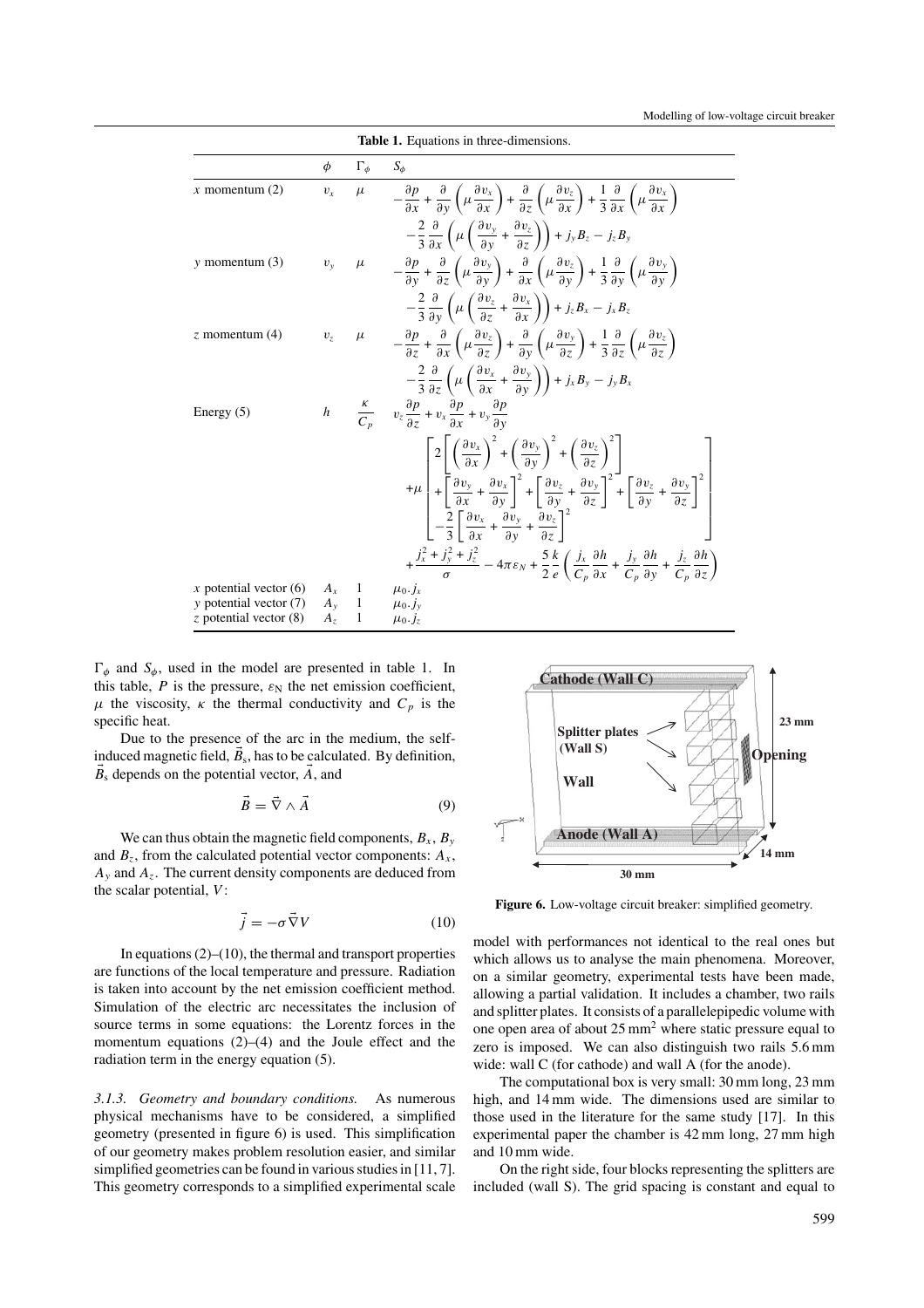**Table 1.** Equations in three-dimensions.

| | $\phi$ | $\Gamma_\phi$ | $S_\phi$ |
|---|---|---|---|
| $x$ momentum (2) | $v_x$ | $\mu$ | $-\dfrac{\partial p}{\partial x} + \dfrac{\partial}{\partial y}\left(\mu \dfrac{\partial v_y}{\partial x}\right) + \dfrac{\partial}{\partial z}\left(\mu \dfrac{\partial v_z}{\partial x}\right) + \dfrac{1}{3}\dfrac{\partial}{\partial x}\left(\mu \dfrac{\partial v_x}{\partial x}\right) - \dfrac{2}{3}\dfrac{\partial}{\partial x}\left(\mu\left(\dfrac{\partial v_y}{\partial y} + \dfrac{\partial v_z}{\partial z}\right)\right) + j_y B_z - j_z B_y$ |
| $y$ momentum (3) | $v_y$ | $\mu$ | $-\dfrac{\partial p}{\partial y} + \dfrac{\partial}{\partial z}\left(\mu \dfrac{\partial v_y}{\partial z}\right) + \dfrac{\partial}{\partial x}\left(\mu \dfrac{\partial v_z}{\partial y}\right) + \dfrac{1}{3}\dfrac{\partial}{\partial y}\left(\mu \dfrac{\partial v_y}{\partial y}\right) - \dfrac{2}{3}\dfrac{\partial}{\partial y}\left(\mu\left(\dfrac{\partial v_z}{\partial z} + \dfrac{\partial v_x}{\partial x}\right)\right) + j_z B_x - j_x B_z$ |
| $z$ momentum (4) | $v_z$ | $\mu$ | $-\dfrac{\partial p}{\partial z} + \dfrac{\partial}{\partial x}\left(\mu \dfrac{\partial v_z}{\partial z}\right) + \dfrac{\partial}{\partial y}\left(\mu \dfrac{\partial v_y}{\partial z}\right) + \dfrac{1}{3}\dfrac{\partial}{\partial z}\left(\mu \dfrac{\partial v_z}{\partial z}\right) - \dfrac{2}{3}\dfrac{\partial}{\partial z}\left(\mu\left(\dfrac{\partial v_x}{\partial x} + \dfrac{\partial v_y}{\partial y}\right)\right) + j_x B_y - j_y B_x$ |
| Energy (5) | $h$ | $\dfrac{\kappa}{C_p}$ | $v_z\dfrac{\partial p}{\partial z} + v_x\dfrac{\partial p}{\partial x} + v_y\dfrac{\partial p}{\partial y} + \mu\left[2\left[\left(\dfrac{\partial v_x}{\partial x}\right)^2 + \left(\dfrac{\partial v_y}{\partial y}\right)^2 + \left(\dfrac{\partial v_z}{\partial z}\right)^2\right] + \left[\dfrac{\partial v_y}{\partial x} + \dfrac{\partial v_x}{\partial y}\right]^2 + \left[\dfrac{\partial v_z}{\partial y} + \dfrac{\partial v_y}{\partial z}\right]^2 + \left[\dfrac{\partial v_z}{\partial y} + \dfrac{\partial v_y}{\partial z}\right]^2 - \dfrac{2}{3}\left[\dfrac{\partial v_x}{\partial x} + \dfrac{\partial v_y}{\partial y} + \dfrac{\partial v_z}{\partial z}\right]^2\right] + \dfrac{j_x^2 + j_y^2 + j_z^2}{\sigma} - 4\pi\varepsilon_N + \dfrac{5}{2}\dfrac{k}{e}\left(\dfrac{j_x}{C_p}\dfrac{\partial h}{\partial x} + \dfrac{j_y}{C_p}\dfrac{\partial h}{\partial y} + \dfrac{j_z}{C_p}\dfrac{\partial h}{\partial z}\right)$ |
| $x$ potential vector (6) | $A_x$ | 1 | $\mu_0 . j_x$ |
| $y$ potential vector (7) | $A_y$ | 1 | $\mu_0 . j_y$ |
| $z$ potential vector (8) | $A_z$ | 1 | $\mu_0 . j_z$ |

$\Gamma_\phi$ and $S_\phi$, used in the model are presented in table 1. In this table, $P$ is the pressure, $\varepsilon_N$ the net emission coefficient, $\mu$ the viscosity, $\kappa$ the thermal conductivity and $C_p$ is the specific heat.

Due to the presence of the arc in the medium, the self-induced magnetic field, $\vec{B}_s$, has to be calculated. By definition, $\vec{B}_s$ depends on the potential vector, $\vec{A}$, and

$$\vec{B} = \vec{\nabla} \wedge \vec{A} \tag{9}$$

We can thus obtain the magnetic field components, $B_x$, $B_y$ and $B_z$, from the calculated potential vector components: $A_x$, $A_y$ and $A_z$. The current density components are deduced from the scalar potential, $V$:

$$\vec{j} = -\sigma \vec{\nabla} V \tag{10}$$

In equations (2)–(10), the thermal and transport properties are functions of the local temperature and pressure. Radiation is taken into account by the net emission coefficient method. Simulation of the electric arc necessitates the inclusion of source terms in some equations: the Lorentz forces in the momentum equations (2)–(4) and the Joule effect and the radiation term in the energy equation (5).

*3.1.3. Geometry and boundary conditions.* As numerous physical mechanisms have to be considered, a simplified geometry (presented in figure 6) is used. This simplification of our geometry makes problem resolution easier, and similar simplified geometries can be found in various studies in [11, 7]. This geometry corresponds to a simplified experimental scale model with performances not identical to the real ones but which allows us to analyse the main phenomena. Moreover, on a similar geometry, experimental tests have been made, allowing a partial validation. It includes a chamber, two rails and splitter plates. It consists of a parallelepipedic volume with one open area of about 25 mm² where static pressure equal to zero is imposed. We can also distinguish two rails 5.6 mm wide: wall C (for cathode) and wall A (for the anode).

**Figure 6.** Low-voltage circuit breaker: simplified geometry.

The computational box is very small: 30 mm long, 23 mm high, and 14 mm wide. The dimensions used are similar to those used in the literature for the same study [17]. In this experimental paper the chamber is 42 mm long, 27 mm high and 10 mm wide.

On the right side, four blocks representing the splitters are included (wall S). The grid spacing is constant and equal to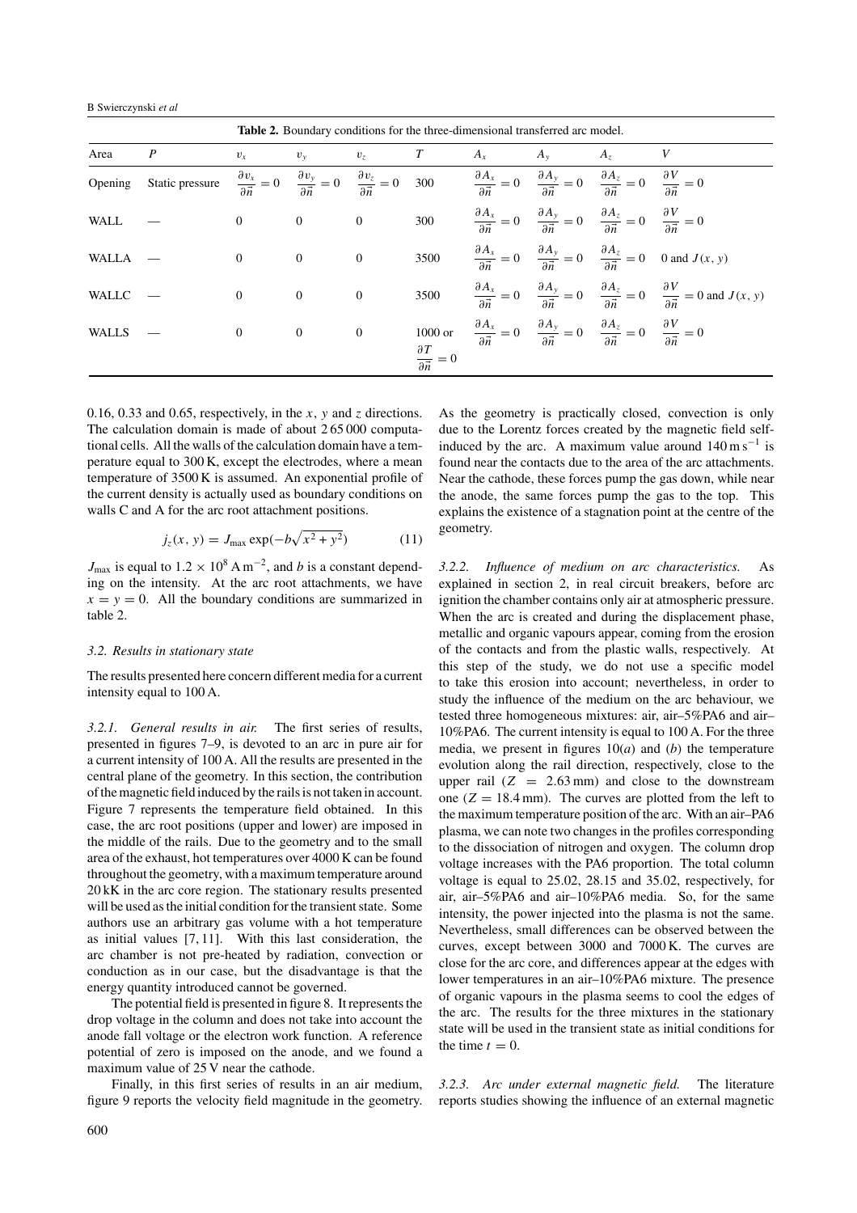**Table 2.** Boundary conditions for the three-dimensional transferred arc model.

| Area | $P$ | $v_x$ | $v_y$ | $v_z$ | $T$ | $A_x$ | $A_y$ | $A_z$ | $V$ |
|---|---|---|---|---|---|---|---|---|---|
| Opening | Static pressure | $\frac{\partial v_x}{\partial \vec{n}} = 0$ | $\frac{\partial v_y}{\partial \vec{n}} = 0$ | $\frac{\partial v_z}{\partial \vec{n}} = 0$ | 300 | $\frac{\partial A_x}{\partial \vec{n}} = 0$ | $\frac{\partial A_y}{\partial \vec{n}} = 0$ | $\frac{\partial A_z}{\partial \vec{n}} = 0$ | $\frac{\partial V}{\partial \vec{n}} = 0$ |
| WALL | — | 0 | 0 | 0 | 300 | $\frac{\partial A_x}{\partial \vec{n}} = 0$ | $\frac{\partial A_y}{\partial \vec{n}} = 0$ | $\frac{\partial A_z}{\partial \vec{n}} = 0$ | $\frac{\partial V}{\partial \vec{n}} = 0$ |
| WALLA | — | 0 | 0 | 0 | 3500 | $\frac{\partial A_x}{\partial \vec{n}} = 0$ | $\frac{\partial A_y}{\partial \vec{n}} = 0$ | $\frac{\partial A_z}{\partial \vec{n}} = 0$ | 0 and $J(x, y)$ |
| WALLC | — | 0 | 0 | 0 | 3500 | $\frac{\partial A_x}{\partial \vec{n}} = 0$ | $\frac{\partial A_y}{\partial \vec{n}} = 0$ | $\frac{\partial A_z}{\partial \vec{n}} = 0$ | $\frac{\partial V}{\partial \vec{n}} = 0$ and $J(x, y)$ |
| WALLS | — | 0 | 0 | 0 | 1000 or $\frac{\partial T}{\partial \vec{n}} = 0$ | $\frac{\partial A_x}{\partial \vec{n}} = 0$ | $\frac{\partial A_y}{\partial \vec{n}} = 0$ | $\frac{\partial A_z}{\partial \vec{n}} = 0$ | $\frac{\partial V}{\partial \vec{n}} = 0$ |

0.16, 0.33 and 0.65, respectively, in the $x$, $y$ and $z$ directions. The calculation domain is made of about 2 65 000 computational cells. All the walls of the calculation domain have a temperature equal to 300 K, except the electrodes, where a mean temperature of 3500 K is assumed. An exponential profile of the current density is actually used as boundary conditions on walls C and A for the arc root attachment positions.

$$j_z(x, y) = J_{\max} \exp(-b\sqrt{x^2 + y^2}) \tag{11}$$

$J_{\max}$ is equal to $1.2 \times 10^8\,\mathrm{A\,m^{-2}}$, and $b$ is a constant depending on the intensity. At the arc root attachments, we have $x = y = 0$. All the boundary conditions are summarized in table 2.

### 3.2. Results in stationary state

The results presented here concern different media for a current intensity equal to 100 A.

*3.2.1. General results in air.* The first series of results, presented in figures 7–9, is devoted to an arc in pure air for a current intensity of 100 A. All the results are presented in the central plane of the geometry. In this section, the contribution of the magnetic field induced by the rails is not taken in account. Figure 7 represents the temperature field obtained. In this case, the arc root positions (upper and lower) are imposed in the middle of the rails. Due to the geometry and to the small area of the exhaust, hot temperatures over 4000 K can be found throughout the geometry, with a maximum temperature around 20 kK in the arc core region. The stationary results presented will be used as the initial condition for the transient state. Some authors use an arbitrary gas volume with a hot temperature as initial values [7, 11]. With this last consideration, the arc chamber is not pre-heated by radiation, convection or conduction as in our case, but the disadvantage is that the energy quantity introduced cannot be governed.

The potential field is presented in figure 8. It represents the drop voltage in the column and does not take into account the anode fall voltage or the electron work function. A reference potential of zero is imposed on the anode, and we found a maximum value of 25 V near the cathode.

Finally, in this first series of results in an air medium, figure 9 reports the velocity field magnitude in the geometry. As the geometry is practically closed, convection is only due to the Lorentz forces created by the magnetic field self-induced by the arc. A maximum value around $140\,\mathrm{m\,s^{-1}}$ is found near the contacts due to the area of the arc attachments. Near the cathode, these forces pump the gas down, while near the anode, the same forces pump the gas to the top. This explains the existence of a stagnation point at the centre of the geometry.

*3.2.2. Influence of medium on arc characteristics.* As explained in section 2, in real circuit breakers, before arc ignition the chamber contains only air at atmospheric pressure. When the arc is created and during the displacement phase, metallic and organic vapours appear, coming from the erosion of the contacts and from the plastic walls, respectively. At this step of the study, we do not use a specific model to take this erosion into account; nevertheless, in order to study the influence of the medium on the arc behaviour, we tested three homogeneous mixtures: air, air–5%PA6 and air–10%PA6. The current intensity is equal to 100 A. For the three media, we present in figures 10(*a*) and (*b*) the temperature evolution along the rail direction, respectively, close to the upper rail ($Z = 2.63$ mm) and close to the downstream one ($Z = 18.4$ mm). The curves are plotted from the left to the maximum temperature position of the arc. With an air–PA6 plasma, we can note two changes in the profiles corresponding to the dissociation of nitrogen and oxygen. The column drop voltage increases with the PA6 proportion. The total column voltage is equal to 25.02, 28.15 and 35.02, respectively, for air, air–5%PA6 and air–10%PA6 media. So, for the same intensity, the power injected into the plasma is not the same. Nevertheless, small differences can be observed between the curves, except between 3000 and 7000 K. The curves are close for the arc core, and differences appear at the edges with lower temperatures in an air–10%PA6 mixture. The presence of organic vapours in the plasma seems to cool the edges of the arc. The results for the three mixtures in the stationary state will be used in the transient state as initial conditions for the time $t = 0$.

*3.2.3. Arc under external magnetic field.* The literature reports studies showing the influence of an external magnetic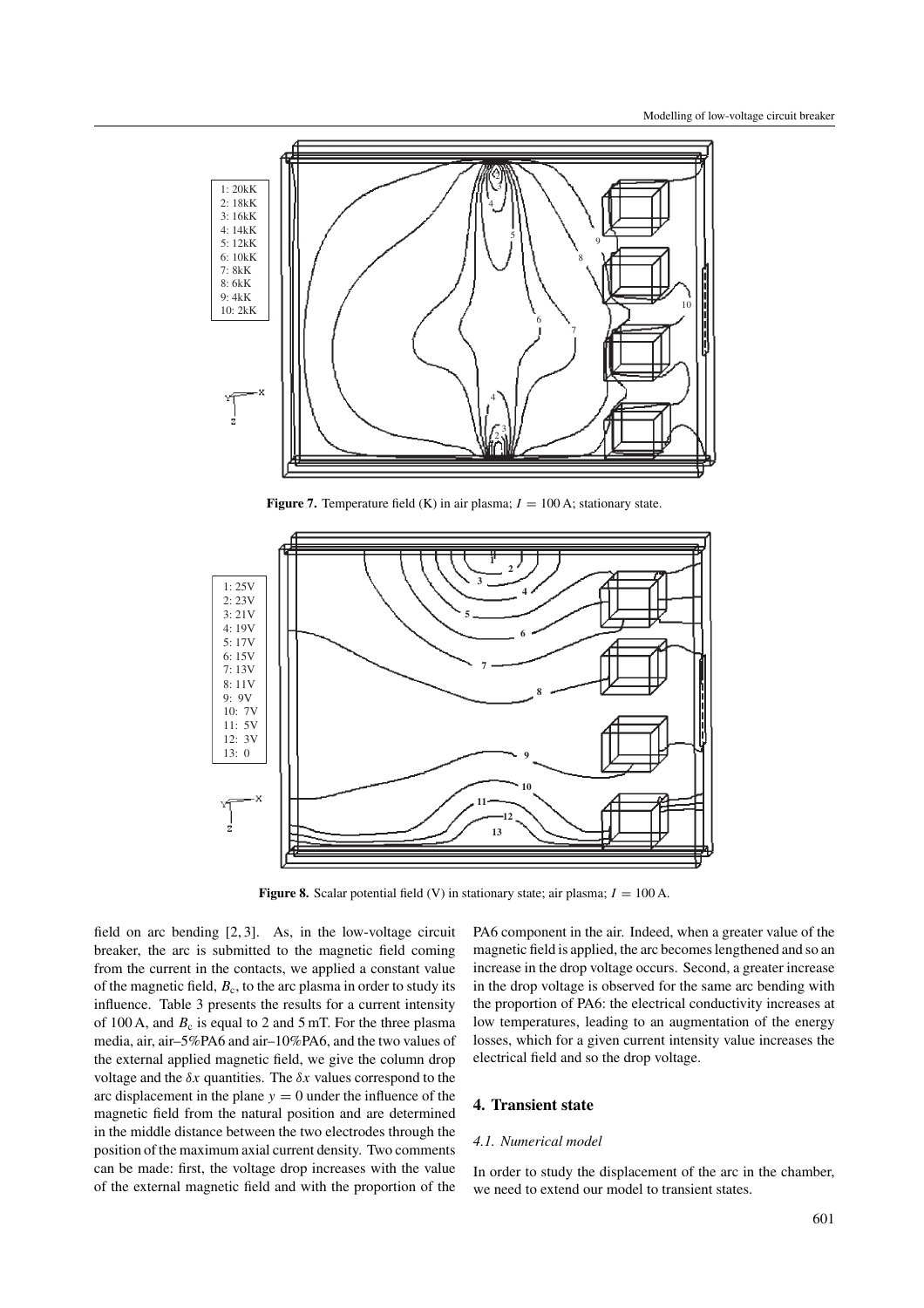**Figure 7.** Temperature field (K) in air plasma; $I = 100$ A; stationary state.

**Figure 8.** Scalar potential field (V) in stationary state; air plasma; $I = 100$ A.

field on arc bending [2, 3]. As, in the low-voltage circuit breaker, the arc is submitted to the magnetic field coming from the current in the contacts, we applied a constant value of the magnetic field, $B_c$, to the arc plasma in order to study its influence. Table 3 presents the results for a current intensity of 100 A, and $B_c$ is equal to 2 and 5 mT. For the three plasma media, air, air–5%PA6 and air–10%PA6, and the two values of the external applied magnetic field, we give the column drop voltage and the $\delta x$ quantities. The $\delta x$ values correspond to the arc displacement in the plane $y = 0$ under the influence of the magnetic field from the natural position and are determined in the middle distance between the two electrodes through the position of the maximum axial current density. Two comments can be made: first, the voltage drop increases with the value of the external magnetic field and with the proportion of the PA6 component in the air. Indeed, when a greater value of the magnetic field is applied, the arc becomes lengthened and so an increase in the drop voltage occurs. Second, a greater increase in the drop voltage is observed for the same arc bending with the proportion of PA6: the electrical conductivity increases at low temperatures, leading to an augmentation of the energy losses, which for a given current intensity value increases the electrical field and so the drop voltage.

## 4. Transient state

### 4.1. Numerical model

In order to study the displacement of the arc in the chamber, we need to extend our model to transient states.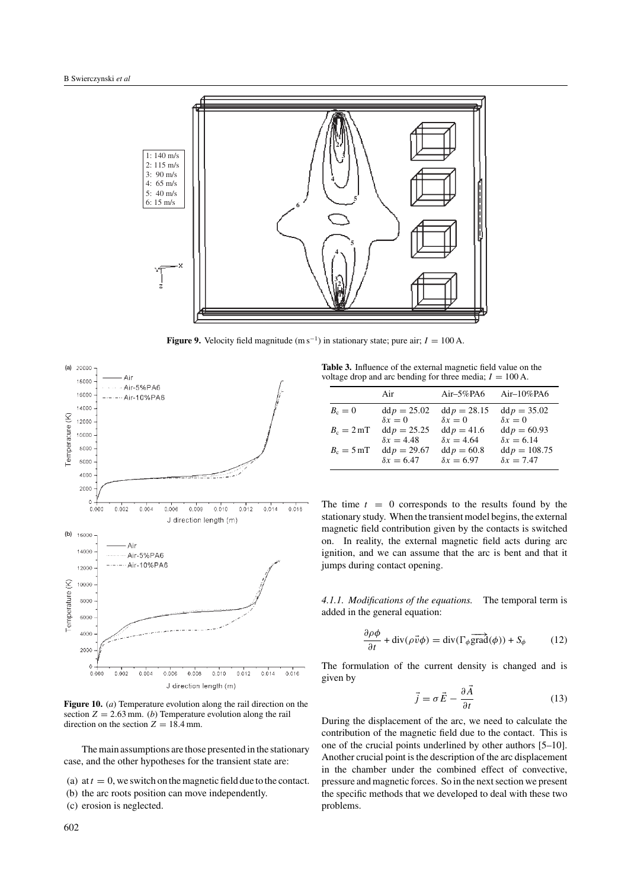**Figure 9.** Velocity field magnitude ($\mathrm{m\,s^{-1}}$) in stationary state; pure air; $I = 100\,\mathrm{A}$.

**Figure 10.** (*a*) Temperature evolution along the rail direction on the section $Z = 2.63\,\mathrm{mm}$. (*b*) Temperature evolution along the rail direction on the section $Z = 18.4\,\mathrm{mm}$.

The main assumptions are those presented in the stationary case, and the other hypotheses for the transient state are:

(a) at $t = 0$, we switch on the magnetic field due to the contact.
(b) the arc roots position can move independently.
(c) erosion is neglected.

**Table 3.** Influence of the external magnetic field value on the voltage drop and arc bending for three media; $I = 100\,\mathrm{A}$.

| | Air | Air–5%PA6 | Air–10%PA6 |
|---|---|---|---|
| $B_c = 0$ | $\mathrm{dd}p = 25.02$<br>$\delta x = 0$ | $\mathrm{dd}p = 28.15$<br>$\delta x = 0$ | $\mathrm{dd}p = 35.02$<br>$\delta x = 0$ |
| $B_c = 2\,\mathrm{mT}$ | $\mathrm{dd}p = 25.25$<br>$\delta x = 4.48$ | $\mathrm{dd}p = 41.6$<br>$\delta x = 4.64$ | $\mathrm{dd}p = 60.93$<br>$\delta x = 6.14$ |
| $B_c = 5\,\mathrm{mT}$ | $\mathrm{dd}p = 29.67$<br>$\delta x = 6.47$ | $\mathrm{dd}p = 60.8$<br>$\delta x = 6.97$ | $\mathrm{dd}p = 108.75$<br>$\delta x = 7.47$ |

The time $t = 0$ corresponds to the results found by the stationary study. When the transient model begins, the external magnetic field contribution given by the contacts is switched on. In reality, the external magnetic field acts during arc ignition, and we can assume that the arc is bent and that it jumps during contact opening.

*4.1.1. Modifications of the equations.* The temporal term is added in the general equation:

$$\frac{\partial \rho \phi}{\partial t} + \mathrm{div}(\rho \vec{v} \phi) = \mathrm{div}(\Gamma_\phi \overrightarrow{\mathrm{grad}}(\phi)) + S_\phi \qquad (12)$$

The formulation of the current density is changed and is given by

$$\vec{j} = \sigma \vec{E} - \frac{\partial \vec{A}}{\partial t} \qquad (13)$$

During the displacement of the arc, we need to calculate the contribution of the magnetic field due to the contact. This is one of the crucial points underlined by other authors [5–10]. Another crucial point is the description of the arc displacement in the chamber under the combined effect of convective, pressure and magnetic forces. So in the next section we present the specific methods that we developed to deal with these two problems.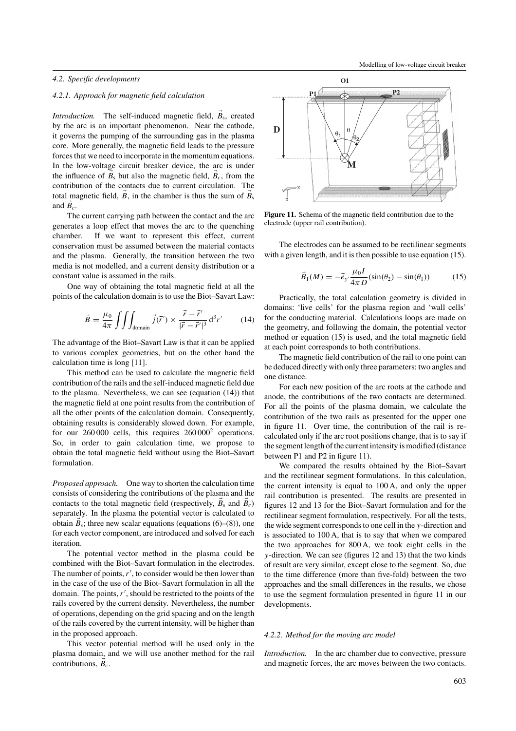### 4.2. Specific developments

#### 4.2.1. Approach for magnetic field calculation

*Introduction.* The self-induced magnetic field, $\vec{B}_s$, created by the arc is an important phenomenon. Near the cathode, it governs the pumping of the surrounding gas in the plasma core. More generally, the magnetic field leads to the pressure forces that we need to incorporate in the momentum equations. In the low-voltage circuit breaker device, the arc is under the influence of $\vec{B}_s$ but also the magnetic field, $\vec{B}_c$, from the contribution of the contacts due to current circulation. The total magnetic field, $\vec{B}$, in the chamber is thus the sum of $\vec{B}_s$ and $\vec{B}_c$.

The current carrying path between the contact and the arc generates a loop effect that moves the arc to the quenching chamber. If we want to represent this effect, current conservation must be assumed between the material contacts and the plasma. Generally, the transition between the two media is not modelled, and a current density distribution or a constant value is assumed in the rails.

One way of obtaining the total magnetic field at all the points of the calculation domain is to use the Biot–Savart Law:

$$\vec{B} = \frac{\mu_0}{4\pi} \iiint_{\text{domain}} \vec{j}(\vec{r}\,') \times \frac{\vec{r} - \vec{r}\,'}{|\vec{r} - \vec{r}\,'|^3} \, \mathrm{d}^3 r' \qquad (14)$$

The advantage of the Biot–Savart Law is that it can be applied to various complex geometries, but on the other hand the calculation time is long [11].

This method can be used to calculate the magnetic field contribution of the rails and the self-induced magnetic field due to the plasma. Nevertheless, we can see (equation (14)) that the magnetic field at one point results from the contribution of all the other points of the calculation domain. Consequently, obtaining results is considerably slowed down. For example, for our 260 000 cells, this requires $260\,000^2$ operations. So, in order to gain calculation time, we propose to obtain the total magnetic field without using the Biot–Savart formulation.

*Proposed approach.* One way to shorten the calculation time consists of considering the contributions of the plasma and the contacts to the total magnetic field (respectively, $\vec{B}_s$ and $\vec{B}_c$) separately. In the plasma the potential vector is calculated to obtain $\vec{B}_s$; three new scalar equations (equations (6)–(8)), one for each vector component, are introduced and solved for each iteration.

The potential vector method in the plasma could be combined with the Biot–Savart formulation in the electrodes. The number of points, $r'$, to consider would be then lower than in the case of the use of the Biot–Savart formulation in all the domain. The points, $r'$, should be restricted to the points of the rails covered by the current density. Nevertheless, the number of operations, depending on the grid spacing and on the length of the rails covered by the current intensity, will be higher than in the proposed approach.

This vector potential method will be used only in the plasma domain, and we will use another method for the rail contributions, $\vec{B}_c$.

Figure 11. Schema of the magnetic field contribution due to the electrode (upper rail contribution).

The electrodes can be assumed to be rectilinear segments with a given length, and it is then possible to use equation (15).

$$\vec{B}_1(M) = -\vec{e}_{y'} \frac{\mu_0 I}{4\pi D} (\sin(\theta_2) - \sin(\theta_1)) \qquad (15)$$

Practically, the total calculation geometry is divided in domains: 'live cells' for the plasma region and 'wall cells' for the conducting material. Calculations loops are made on the geometry, and following the domain, the potential vector method or equation (15) is used, and the total magnetic field at each point corresponds to both contributions.

The magnetic field contribution of the rail to one point can be deduced directly with only three parameters: two angles and one distance.

For each new position of the arc roots at the cathode and anode, the contributions of the two contacts are determined. For all the points of the plasma domain, we calculate the contribution of the two rails as presented for the upper one in figure 11. Over time, the contribution of the rail is re-calculated only if the arc root positions change, that is to say if the segment length of the current intensity is modified (distance between P1 and P2 in figure 11).

We compared the results obtained by the Biot–Savart and the rectilinear segment formulations. In this calculation, the current intensity is equal to 100 A, and only the upper rail contribution is presented. The results are presented in figures 12 and 13 for the Biot–Savart formulation and for the rectilinear segment formulation, respectively. For all the tests, the wide segment corresponds to one cell in the $y$-direction and is associated to 100 A, that is to say that when we compared the two approaches for 800 A, we took eight cells in the $y$-direction. We can see (figures 12 and 13) that the two kinds of result are very similar, except close to the segment. So, due to the time difference (more than five-fold) between the two approaches and the small differences in the results, we chose to use the segment formulation presented in figure 11 in our developments.

#### 4.2.2. Method for the moving arc model

*Introduction.* In the arc chamber due to convective, pressure and magnetic forces, the arc moves between the two contacts.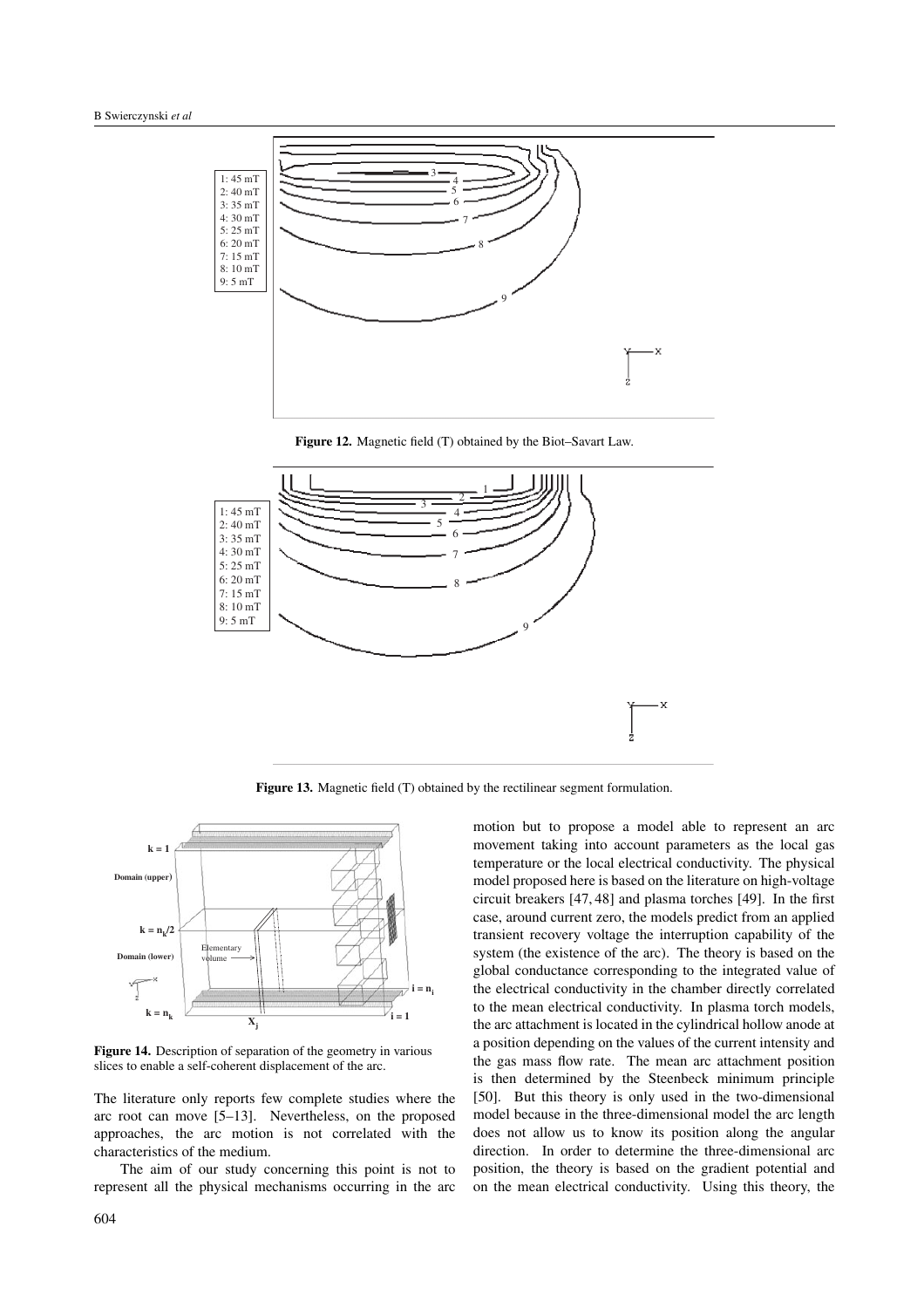**Figure 12.** Magnetic field (T) obtained by the Biot–Savart Law.

**Figure 13.** Magnetic field (T) obtained by the rectilinear segment formulation.

**Figure 14.** Description of separation of the geometry in various slices to enable a self-coherent displacement of the arc.

The literature only reports few complete studies where the arc root can move [5–13]. Nevertheless, on the proposed approaches, the arc motion is not correlated with the characteristics of the medium.

The aim of our study concerning this point is not to represent all the physical mechanisms occurring in the arc motion but to propose a model able to represent an arc movement taking into account parameters as the local gas temperature or the local electrical conductivity. The physical model proposed here is based on the literature on high-voltage circuit breakers [47, 48] and plasma torches [49]. In the first case, around current zero, the models predict from an applied transient recovery voltage the interruption capability of the system (the existence of the arc). The theory is based on the global conductance corresponding to the integrated value of the electrical conductivity in the chamber directly correlated to the mean electrical conductivity. In plasma torch models, the arc attachment is located in the cylindrical hollow anode at a position depending on the values of the current intensity and the gas mass flow rate. The mean arc attachment position is then determined by the Steenbeck minimum principle [50]. But this theory is only used in the two-dimensional model because in the three-dimensional model the arc length does not allow us to know its position along the angular direction. In order to determine the three-dimensional arc position, the theory is based on the gradient potential and on the mean electrical conductivity. Using this theory, the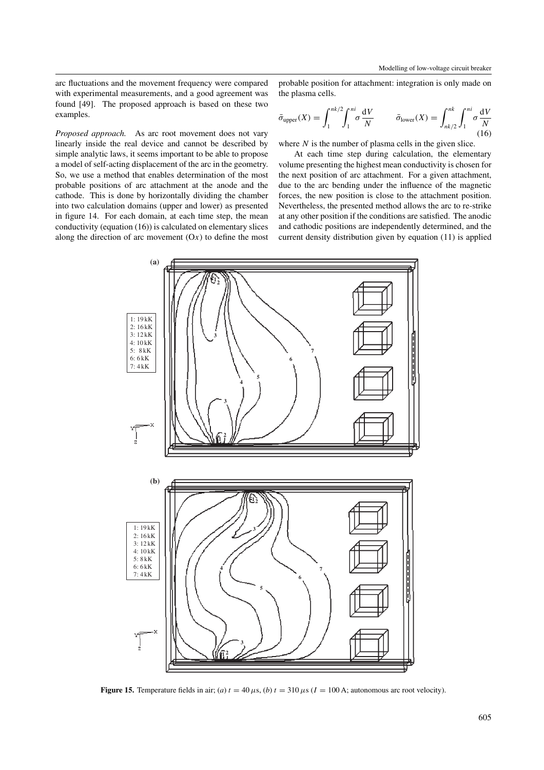arc fluctuations and the movement frequency were compared with experimental measurements, and a good agreement was found [49]. The proposed approach is based on these two examples.

*Proposed approach.* As arc root movement does not vary linearly inside the real device and cannot be described by simple analytic laws, it seems important to be able to propose a model of self-acting displacement of the arc in the geometry. So, we use a method that enables determination of the most probable positions of arc attachment at the anode and the cathode. This is done by horizontally dividing the chamber into two calculation domains (upper and lower) as presented in figure 14. For each domain, at each time step, the mean conductivity (equation (16)) is calculated on elementary slices along the direction of arc movement (O$x$) to define the most probable position for attachment: integration is only made on the plasma cells.

$$\bar{\sigma}_{\text{upper}}(X) = \int_{1}^{nk/2} \int_{1}^{ni} \sigma \frac{\mathrm{d}V}{N} \qquad \bar{\sigma}_{\text{lower}}(X) = \int_{nk/2}^{nk} \int_{1}^{ni} \sigma \frac{\mathrm{d}V}{N} \tag{16}$$

where $N$ is the number of plasma cells in the given slice.

At each time step during calculation, the elementary volume presenting the highest mean conductivity is chosen for the next position of arc attachment. For a given attachment, due to the arc bending under the influence of the magnetic forces, the new position is close to the attachment position. Nevertheless, the presented method allows the arc to re-strike at any other position if the conditions are satisfied. The anodic and cathodic positions are independently determined, and the current density distribution given by equation (11) is applied

**Figure 15.** Temperature fields in air; (*a*) $t = 40\,\mu$s, (*b*) $t = 310\,\mu$s ($I = 100$ A; autonomous arc root velocity).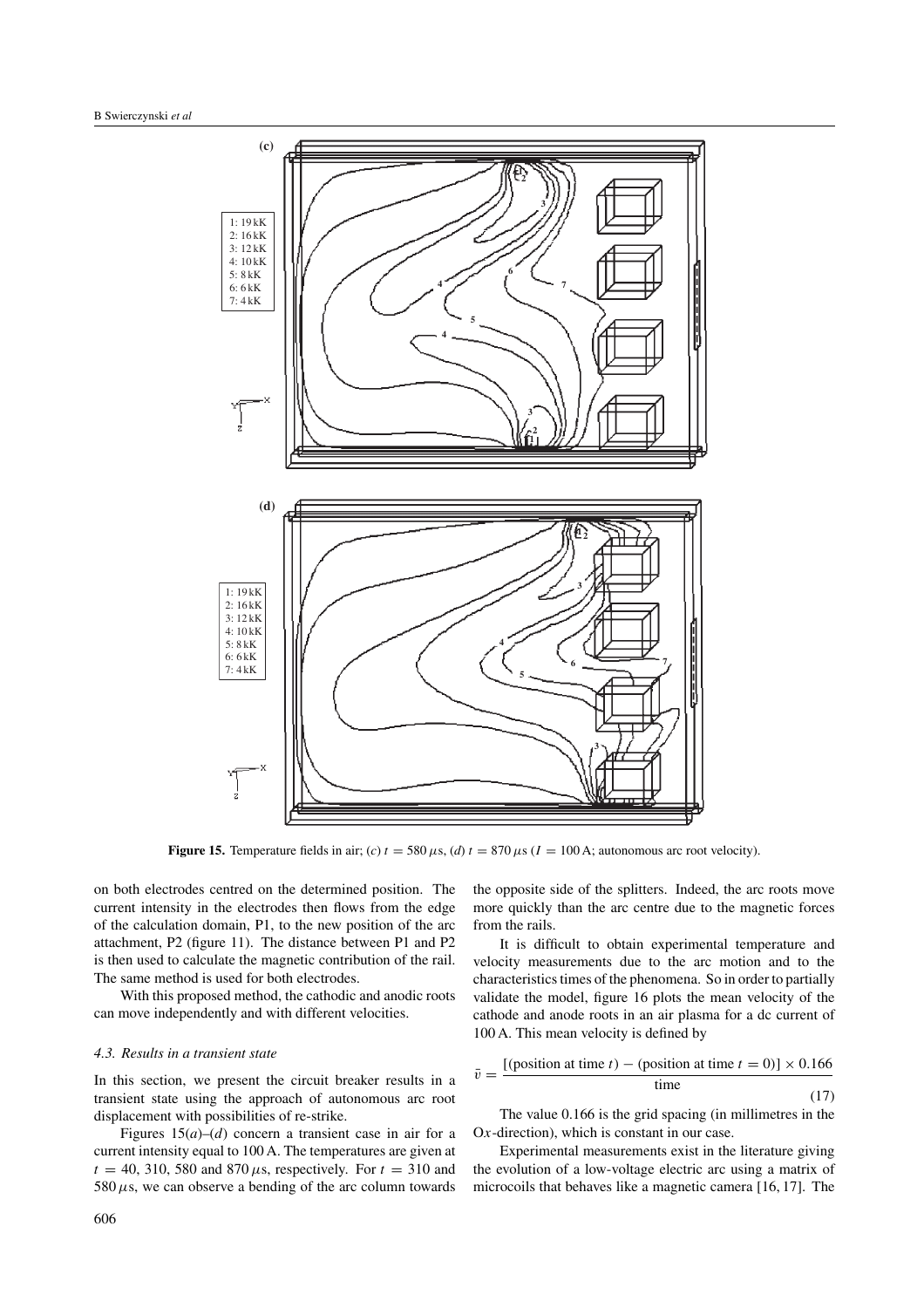**Figure 15.** Temperature fields in air; (*c*) $t = 580\,\mu$s, (*d*) $t = 870\,\mu$s ($I = 100$ A; autonomous arc root velocity).

on both electrodes centred on the determined position. The current intensity in the electrodes then flows from the edge of the calculation domain, P1, to the new position of the arc attachment, P2 (figure 11). The distance between P1 and P2 is then used to calculate the magnetic contribution of the rail. The same method is used for both electrodes.

With this proposed method, the cathodic and anodic roots can move independently and with different velocities.

### *4.3. Results in a transient state*

In this section, we present the circuit breaker results in a transient state using the approach of autonomous arc root displacement with possibilities of re-strike.

Figures 15(*a*)–(*d*) concern a transient case in air for a current intensity equal to 100 A. The temperatures are given at $t = 40$, 310, 580 and 870 $\mu$s, respectively. For $t = 310$ and 580 $\mu$s, we can observe a bending of the arc column towards the opposite side of the splitters. Indeed, the arc roots move more quickly than the arc centre due to the magnetic forces from the rails.

It is difficult to obtain experimental temperature and velocity measurements due to the arc motion and to the characteristics times of the phenomena. So in order to partially validate the model, figure 16 plots the mean velocity of the cathode and anode roots in an air plasma for a dc current of 100 A. This mean velocity is defined by

$$\bar{v} = \frac{[(\text{position at time } t) - (\text{position at time } t = 0)] \times 0.166}{\text{time}} \tag{17}$$

The value 0.166 is the grid spacing (in millimetres in the O$x$-direction), which is constant in our case.

Experimental measurements exist in the literature giving the evolution of a low-voltage electric arc using a matrix of microcoils that behaves like a magnetic camera [16, 17]. The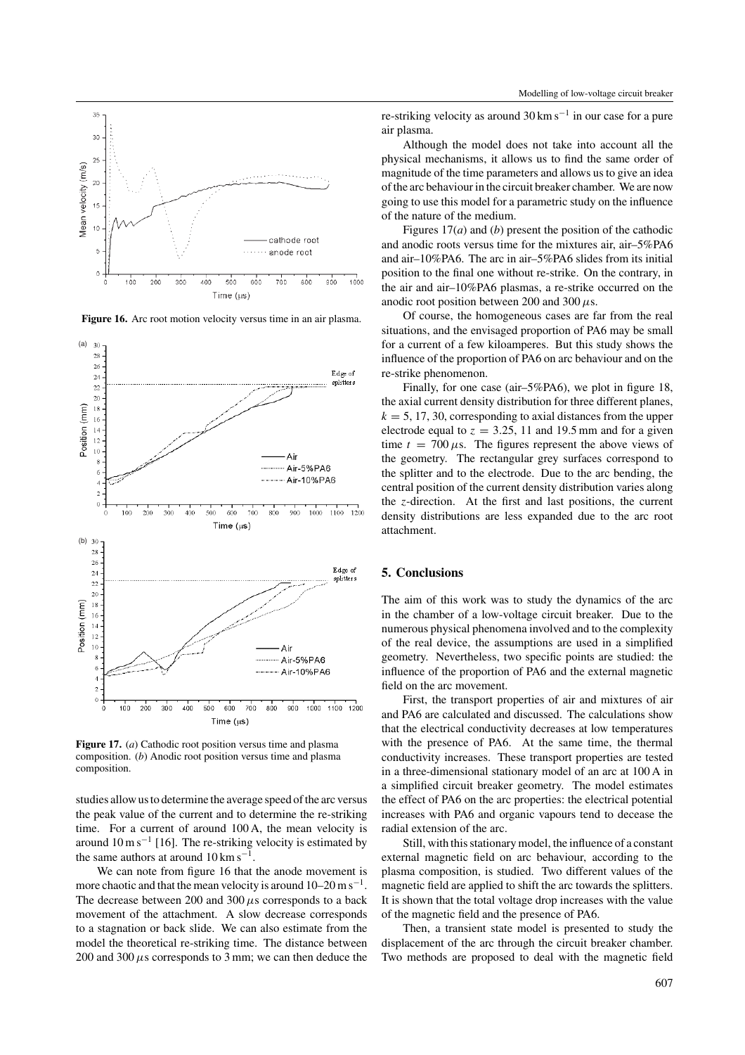**Figure 16.** Arc root motion velocity versus time in an air plasma.

**Figure 17.** (*a*) Cathodic root position versus time and plasma composition. (*b*) Anodic root position versus time and plasma composition.

studies allow us to determine the average speed of the arc versus the peak value of the current and to determine the re-striking time. For a current of around 100 A, the mean velocity is around $10\,\mathrm{m\,s^{-1}}$ [16]. The re-striking velocity is estimated by the same authors at around $10\,\mathrm{km\,s^{-1}}$.

We can note from figure 16 that the anode movement is more chaotic and that the mean velocity is around $10\text{–}20\,\mathrm{m\,s^{-1}}$. The decrease between 200 and 300 $\mu$s corresponds to a back movement of the attachment. A slow decrease corresponds to a stagnation or back slide. We can also estimate from the model the theoretical re-striking time. The distance between 200 and 300 $\mu$s corresponds to 3 mm; we can then deduce the re-striking velocity as around $30\,\mathrm{km\,s^{-1}}$ in our case for a pure air plasma.

Although the model does not take into account all the physical mechanisms, it allows us to find the same order of magnitude of the time parameters and allows us to give an idea of the arc behaviour in the circuit breaker chamber. We are now going to use this model for a parametric study on the influence of the nature of the medium.

Figures 17(*a*) and (*b*) present the position of the cathodic and anodic roots versus time for the mixtures air, air–5%PA6 and air–10%PA6. The arc in air–5%PA6 slides from its initial position to the final one without re-strike. On the contrary, in the air and air–10%PA6 plasmas, a re-strike occurred on the anodic root position between 200 and 300 $\mu$s.

Of course, the homogeneous cases are far from the real situations, and the envisaged proportion of PA6 may be small for a current of a few kiloamperes. But this study shows the influence of the proportion of PA6 on arc behaviour and on the re-strike phenomenon.

Finally, for one case (air–5%PA6), we plot in figure 18, the axial current density distribution for three different planes, $k = 5$, 17, 30, corresponding to axial distances from the upper electrode equal to $z = 3.25$, 11 and 19.5 mm and for a given time $t = 700\,\mu$s. The figures represent the above views of the geometry. The rectangular grey surfaces correspond to the splitter and to the electrode. Due to the arc bending, the central position of the current density distribution varies along the $z$-direction. At the first and last positions, the current density distributions are less expanded due to the arc root attachment.

## 5. Conclusions

The aim of this work was to study the dynamics of the arc in the chamber of a low-voltage circuit breaker. Due to the numerous physical phenomena involved and to the complexity of the real device, the assumptions are used in a simplified geometry. Nevertheless, two specific points are studied: the influence of the proportion of PA6 and the external magnetic field on the arc movement.

First, the transport properties of air and mixtures of air and PA6 are calculated and discussed. The calculations show that the electrical conductivity decreases at low temperatures with the presence of PA6. At the same time, the thermal conductivity increases. These transport properties are tested in a three-dimensional stationary model of an arc at 100 A in a simplified circuit breaker geometry. The model estimates the effect of PA6 on the arc properties: the electrical potential increases with PA6 and organic vapours tend to decease the radial extension of the arc.

Still, with this stationary model, the influence of a constant external magnetic field on arc behaviour, according to the plasma composition, is studied. Two different values of the magnetic field are applied to shift the arc towards the splitters. It is shown that the total voltage drop increases with the value of the magnetic field and the presence of PA6.

Then, a transient state model is presented to study the displacement of the arc through the circuit breaker chamber. Two methods are proposed to deal with the magnetic field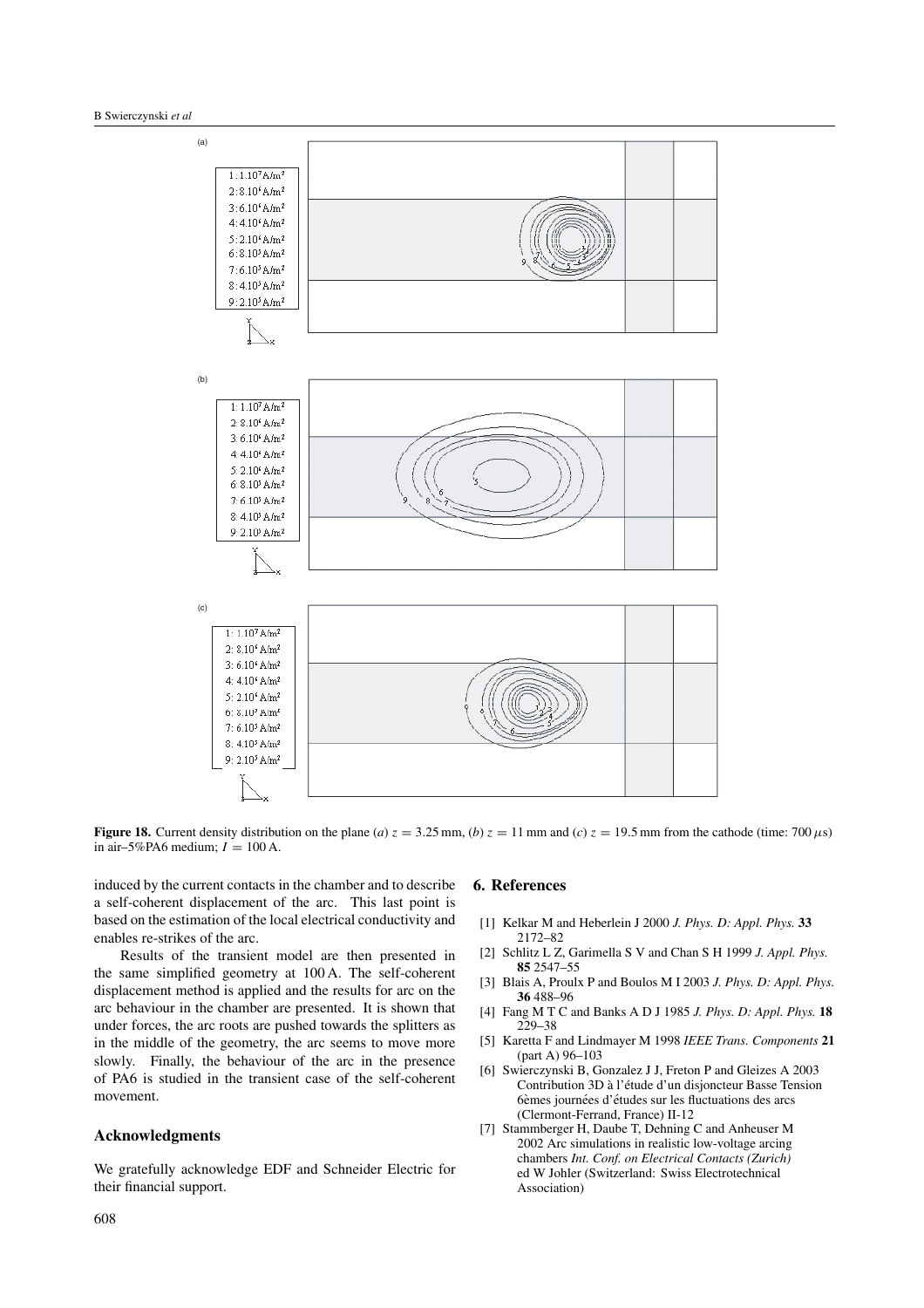**Figure 18.** Current density distribution on the plane (*a*) $z = 3.25$ mm, (*b*) $z = 11$ mm and (*c*) $z = 19.5$ mm from the cathode (time: 700 $\mu$s) in air–5%PA6 medium; $I = 100$ A.

induced by the current contacts in the chamber and to describe a self-coherent displacement of the arc. This last point is based on the estimation of the local electrical conductivity and enables re-strikes of the arc.

Results of the transient model are then presented in the same simplified geometry at 100 A. The self-coherent displacement method is applied and the results for arc on the arc behaviour in the chamber are presented. It is shown that under forces, the arc roots are pushed towards the splitters as in the middle of the geometry, the arc seems to move more slowly. Finally, the behaviour of the arc in the presence of PA6 is studied in the transient case of the self-coherent movement.

## Acknowledgments

We gratefully acknowledge EDF and Schneider Electric for their financial support.

## 6. References

[1] Kelkar M and Heberlein J 2000 *J. Phys. D: Appl. Phys.* **33** 2172–82

[2] Schlitz L Z, Garimella S V and Chan S H 1999 *J. Appl. Phys.* **85** 2547–55

[3] Blais A, Proulx P and Boulos M I 2003 *J. Phys. D: Appl. Phys.* **36** 488–96

[4] Fang M T C and Banks A D J 1985 *J. Phys. D: Appl. Phys.* **18** 229–38

[5] Karetta F and Lindmayer M 1998 *IEEE Trans. Components* **21** (part A) 96–103

[6] Swierczynski B, Gonzalez J J, Freton P and Gleizes A 2003 Contribution 3D à l'étude d'un disjoncteur Basse Tension 6èmes journées d'études sur les fluctuations des arcs (Clermont-Ferrand, France) II-12

[7] Stammberger H, Daube T, Dehning C and Anheuser M 2002 Arc simulations in realistic low-voltage arcing chambers *Int. Conf. on Electrical Contacts (Zurich)* ed W Johler (Switzerland: Swiss Electrotechnical Association)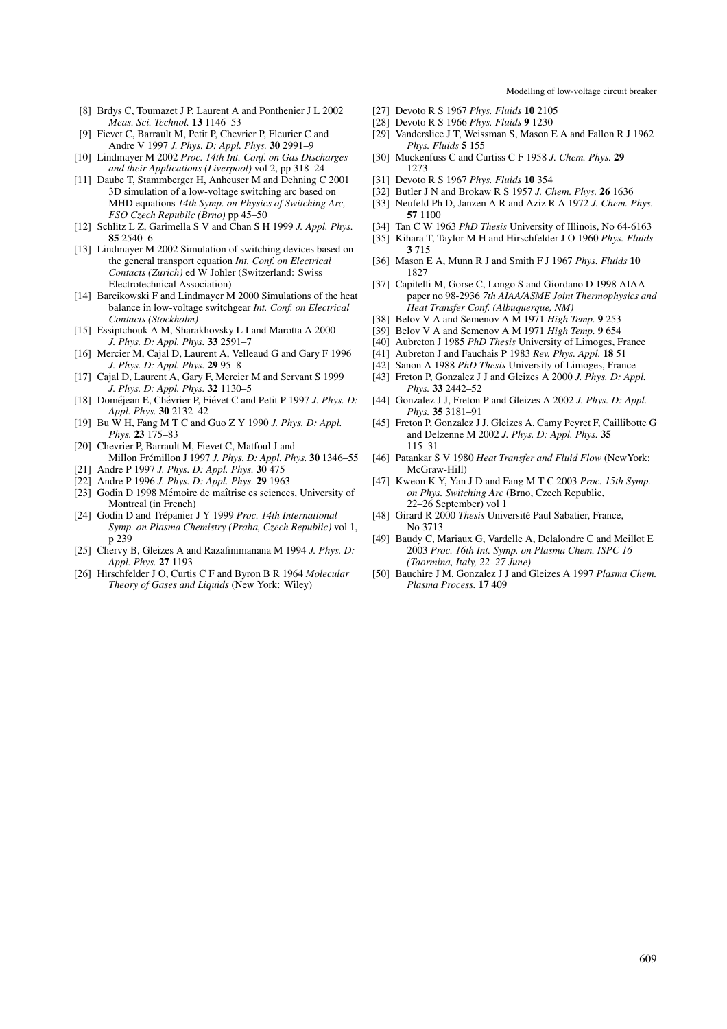[8] Brdys C, Toumazet J P, Laurent A and Ponthenier J L 2002 *Meas. Sci. Technol.* **13** 1146–53

[9] Fievet C, Barrault M, Petit P, Chevrier P, Fleurier C and Andre V 1997 *J. Phys. D: Appl. Phys.* **30** 2991–9

[10] Lindmayer M 2002 *Proc. 14th Int. Conf. on Gas Discharges and their Applications (Liverpool)* vol 2, pp 318–24

[11] Daube T, Stammberger H, Anheuser M and Dehning C 2001 3D simulation of a low-voltage switching arc based on MHD equations *14th Symp. on Physics of Switching Arc, FSO Czech Republic (Brno)* pp 45–50

[12] Schlitz L Z, Garimella S V and Chan S H 1999 *J. Appl. Phys.* **85** 2540–6

[13] Lindmayer M 2002 Simulation of switching devices based on the general transport equation *Int. Conf. on Electrical Contacts (Zurich)* ed W Johler (Switzerland: Swiss Electrotechnical Association)

[14] Barcikowski F and Lindmayer M 2000 Simulations of the heat balance in low-voltage switchgear *Int. Conf. on Electrical Contacts (Stockholm)*

[15] Essiptchouk A M, Sharakhovsky L I and Marotta A 2000 *J. Phys. D: Appl. Phys.* **33** 2591–7

[16] Mercier M, Cajal D, Laurent A, Velleaud G and Gary F 1996 *J. Phys. D: Appl. Phys.* **29** 95–8

[17] Cajal D, Laurent A, Gary F, Mercier M and Servant S 1999 *J. Phys. D: Appl. Phys.* **32** 1130–5

[18] Doméjean E, Chévrier P, Fiévet C and Petit P 1997 *J. Phys. D: Appl. Phys.* **30** 2132–42

[19] Bu W H, Fang M T C and Guo Z Y 1990 *J. Phys. D: Appl. Phys.* **23** 175–83

[20] Chevrier P, Barrault M, Fievet C, Matfoul J and Millon Frémillon J 1997 *J. Phys. D: Appl. Phys.* **30** 1346–55

[21] Andre P 1997 *J. Phys. D: Appl. Phys.* **30** 475

[22] Andre P 1996 *J. Phys. D: Appl. Phys.* **29** 1963

[23] Godin D 1998 Mémoire de maîtrise es sciences, University of Montreal (in French)

[24] Godin D and Trépanier J Y 1999 *Proc. 14th International Symp. on Plasma Chemistry (Praha, Czech Republic)* vol 1, p 239

[25] Chervy B, Gleizes A and Razafinimanana M 1994 *J. Phys. D: Appl. Phys.* **27** 1193

[26] Hirschfelder J O, Curtis C F and Byron B R 1964 *Molecular Theory of Gases and Liquids* (New York: Wiley)

[27] Devoto R S 1967 *Phys. Fluids* **10** 2105

[28] Devoto R S 1966 *Phys. Fluids* **9** 1230

[29] Vanderslice J T, Weissman S, Mason E A and Fallon R J 1962 *Phys. Fluids* **5** 155

[30] Muckenfuss C and Curtiss C F 1958 *J. Chem. Phys.* **29** 1273

[31] Devoto R S 1967 *Phys. Fluids* **10** 354

[32] Butler J N and Brokaw R S 1957 *J. Chem. Phys.* **26** 1636

[33] Neufeld Ph D, Janzen A R and Aziz R A 1972 *J. Chem. Phys.* **57** 1100

[34] Tan C W 1963 *PhD Thesis* University of Illinois, No 64-6163

[35] Kihara T, Taylor M H and Hirschfelder J O 1960 *Phys. Fluids* **3** 715

[36] Mason E A, Munn R J and Smith F J 1967 *Phys. Fluids* **10** 1827

[37] Capitelli M, Gorse C, Longo S and Giordano D 1998 AIAA paper no 98-2936 *7th AIAA/ASME Joint Thermophysics and Heat Transfer Conf. (Albuquerque, NM)*

[38] Belov V A and Semenov A M 1971 *High Temp.* **9** 253

[39] Belov V A and Semenov A M 1971 *High Temp.* **9** 654

[40] Aubreton J 1985 *PhD Thesis* University of Limoges, France

[41] Aubreton J and Fauchais P 1983 *Rev. Phys. Appl.* **18** 51

[42] Sanon A 1988 *PhD Thesis* University of Limoges, France

[43] Freton P, Gonzalez J J and Gleizes A 2000 *J. Phys. D: Appl. Phys.* **33** 2442–52

[44] Gonzalez J J, Freton P and Gleizes A 2002 *J. Phys. D: Appl. Phys.* **35** 3181–91

[45] Freton P, Gonzalez J J, Gleizes A, Camy Peyret F, Caillibotte G and Delzenne M 2002 *J. Phys. D: Appl. Phys.* **35** 115–31

[46] Patankar S V 1980 *Heat Transfer and Fluid Flow* (NewYork: McGraw-Hill)

[47] Kweon K Y, Yan J D and Fang M T C 2003 *Proc. 15th Symp. on Phys. Switching Arc* (Brno, Czech Republic, 22–26 September) vol 1

[48] Girard R 2000 *Thesis* Université Paul Sabatier, France, No 3713

[49] Baudy C, Mariaux G, Vardelle A, Delalondre C and Meillot E 2003 *Proc. 16th Int. Symp. on Plasma Chem. ISPC 16 (Taormina, Italy, 22–27 June)*

[50] Bauchire J M, Gonzalez J J and Gleizes A 1997 *Plasma Chem. Plasma Process.* **17** 409